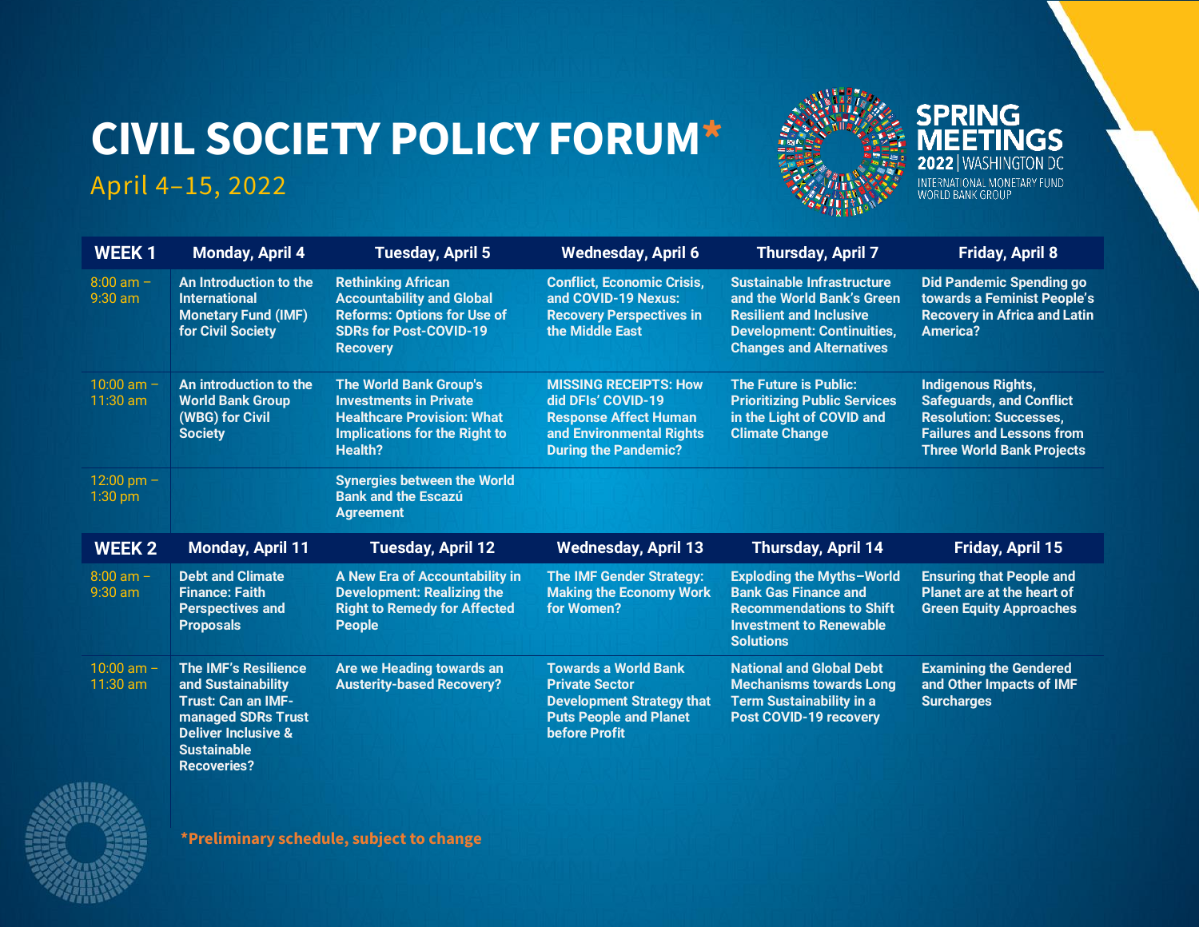# CIVIL SOCIETY POLICY FORUM*

April 4–15, 2022

SPRING MEETINGS
2022 | WASHINGTON DC
INTERNATIONAL MONETARY FUND
WORLD BANK GROUP

| WEEK 1 | Monday, April 4 | Tuesday, April 5 | Wednesday, April 6 | Thursday, April 7 | Friday, April 8 |
|---|---|---|---|---|---|
| 8:00 am – 9:30 am | An Introduction to the International Monetary Fund (IMF) for Civil Society | Rethinking African Accountability and Global Reforms: Options for Use of SDRs for Post-COVID-19 Recovery | Conflict, Economic Crisis, and COVID-19 Nexus: Recovery Perspectives in the Middle East | Sustainable Infrastructure and the World Bank's Green Resilient and Inclusive Development: Continuities, Changes and Alternatives | Did Pandemic Spending go towards a Feminist People's Recovery in Africa and Latin America? |
| 10:00 am – 11:30 am | An introduction to the World Bank Group (WBG) for Civil Society | The World Bank Group's Investments in Private Healthcare Provision: What Implications for the Right to Health? | MISSING RECEIPTS: How did DFIs' COVID-19 Response Affect Human and Environmental Rights During the Pandemic? | The Future is Public: Prioritizing Public Services in the Light of COVID and Climate Change | Indigenous Rights, Safeguards, and Conflict Resolution: Successes, Failures and Lessons from Three World Bank Projects |
| 12:00 pm – 1:30 pm | | Synergies between the World Bank and the Escazú Agreement | | | |

| WEEK 2 | Monday, April 11 | Tuesday, April 12 | Wednesday, April 13 | Thursday, April 14 | Friday, April 15 |
|---|---|---|---|---|---|
| 8:00 am – 9:30 am | Debt and Climate Finance: Faith Perspectives and Proposals | A New Era of Accountability in Development: Realizing the Right to Remedy for Affected People | The IMF Gender Strategy: Making the Economy Work for Women? | Exploding the Myths–World Bank Gas Finance and Recommendations to Shift Investment to Renewable Solutions | Ensuring that People and Planet are at the heart of Green Equity Approaches |
| 10:00 am – 11:30 am | The IMF's Resilience and Sustainability Trust: Can an IMF-managed SDRs Trust Deliver Inclusive & Sustainable Recoveries? | Are we Heading towards an Austerity-based Recovery? | Towards a World Bank Private Sector Development Strategy that Puts People and Planet before Profit | National and Global Debt Mechanisms towards Long Term Sustainability in a Post COVID-19 recovery | Examining the Gendered and Other Impacts of IMF Surcharges |

*Preliminary schedule, subject to change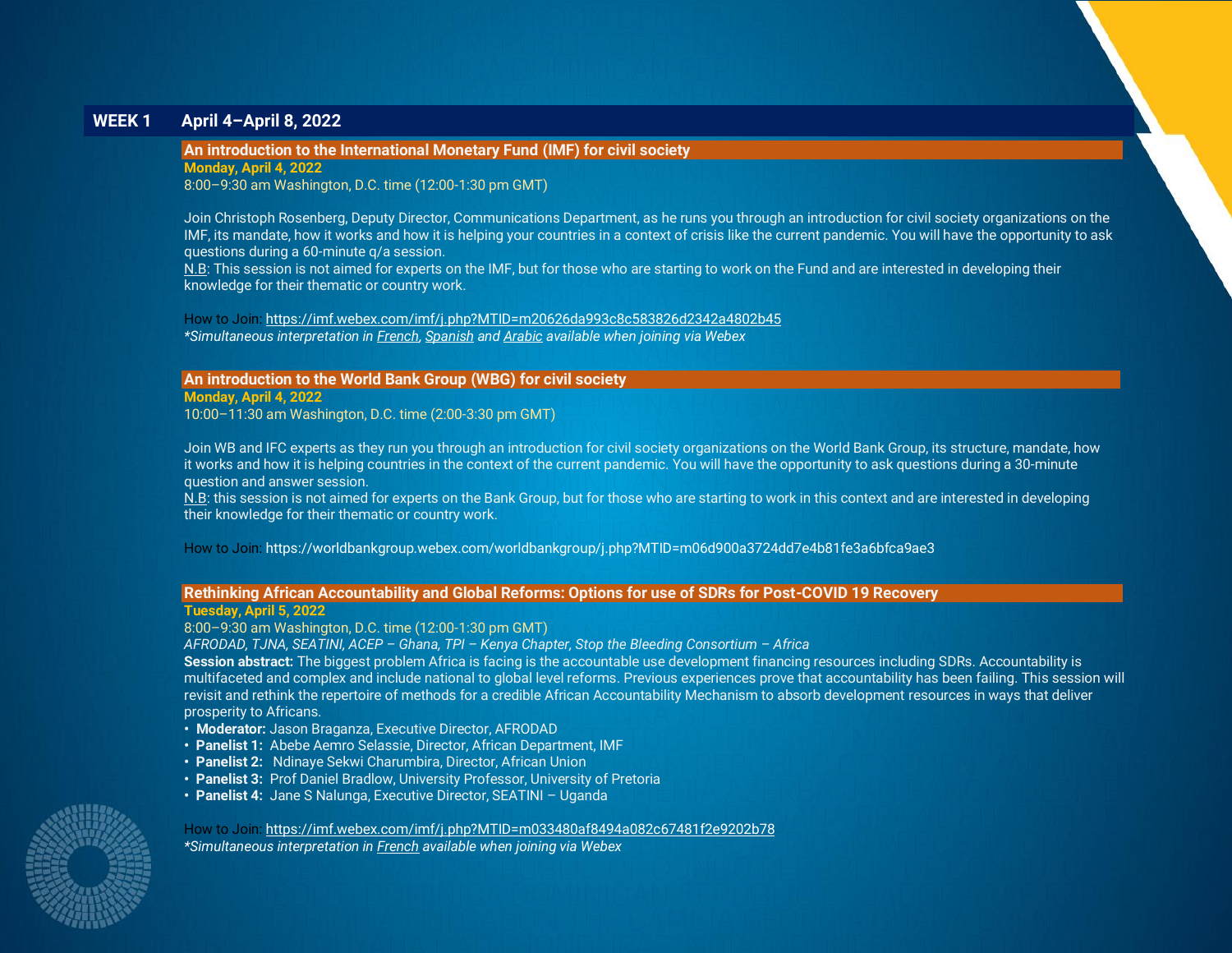## WEEK 1 April 4–April 8, 2022

### An introduction to the International Monetary Fund (IMF) for civil society

**Monday, April 4, 2022**
8:00–9:30 am Washington, D.C. time (12:00-1:30 pm GMT)

Join Christoph Rosenberg, Deputy Director, Communications Department, as he runs you through an introduction for civil society organizations on the IMF, its mandate, how it works and how it is helping your countries in a context of crisis like the current pandemic. You will have the opportunity to ask questions during a 60-minute q/a session.
N.B: This session is not aimed for experts on the IMF, but for those who are starting to work on the Fund and are interested in developing their knowledge for their thematic or country work.

How to Join: https://imf.webex.com/imf/j.php?MTID=m20626da993c8c583826d2342a4802b45
*Simultaneous interpretation in French, Spanish and Arabic available when joining via Webex*

### An introduction to the World Bank Group (WBG) for civil society

**Monday, April 4, 2022**
10:00–11:30 am Washington, D.C. time (2:00-3:30 pm GMT)

Join WB and IFC experts as they run you through an introduction for civil society organizations on the World Bank Group, its structure, mandate, how it works and how it is helping countries in the context of the current pandemic. You will have the opportunity to ask questions during a 30-minute question and answer session.
N.B: this session is not aimed for experts on the Bank Group, but for those who are starting to work in this context and are interested in developing their knowledge for their thematic or country work.

How to Join: https://worldbankgroup.webex.com/worldbankgroup/j.php?MTID=m06d900a3724dd7e4b81fe3a6bfca9ae3

### Rethinking African Accountability and Global Reforms: Options for use of SDRs for Post-COVID 19 Recovery

**Tuesday, April 5, 2022**
8:00–9:30 am Washington, D.C. time (12:00-1:30 pm GMT)
*AFRODAD, TJNA, SEATINI, ACEP – Ghana, TPI – Kenya Chapter, Stop the Bleeding Consortium – Africa*

**Session abstract:** The biggest problem Africa is facing is the accountable use development financing resources including SDRs. Accountability is multifaceted and complex and include national to global level reforms. Previous experiences prove that accountability has been failing. This session will revisit and rethink the repertoire of methods for a credible African Accountability Mechanism to absorb development resources in ways that deliver prosperity to Africans.

- **Moderator:** Jason Braganza, Executive Director, AFRODAD
- **Panelist 1:** Abebe Aemro Selassie, Director, African Department, IMF
- **Panelist 2:** Ndinaye Sekwi Charumbira, Director, African Union
- **Panelist 3:** Prof Daniel Bradlow, University Professor, University of Pretoria
- **Panelist 4:** Jane S Nalunga, Executive Director, SEATINI – Uganda

How to Join: https://imf.webex.com/imf/j.php?MTID=m033480af8494a082c67481f2e9202b78
*Simultaneous interpretation in French available when joining via Webex*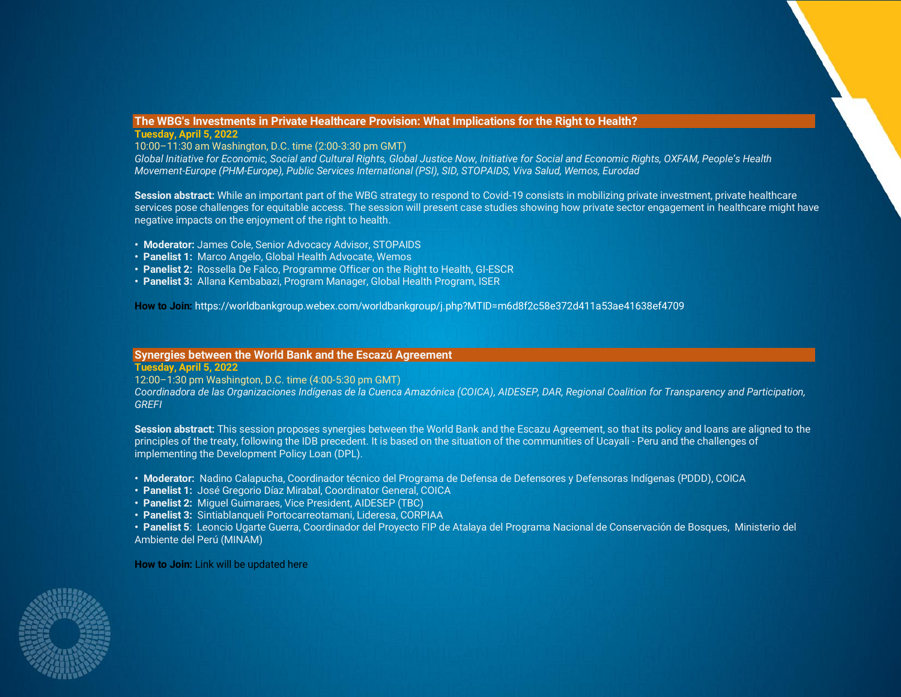## The WBG's Investments in Private Healthcare Provision: What Implications for the Right to Health?

**Tuesday, April 5, 2022**

10:00–11:30 am Washington, D.C. time (2:00-3:30 pm GMT)

*Global Initiative for Economic, Social and Cultural Rights, Global Justice Now, Initiative for Social and Economic Rights, OXFAM, People's Health Movement-Europe (PHM-Europe), Public Services International (PSI), SID, STOPAIDS, Viva Salud, Wemos, Eurodad*

**Session abstract:** While an important part of the WBG strategy to respond to Covid-19 consists in mobilizing private investment, private healthcare services pose challenges for equitable access. The session will present case studies showing how private sector engagement in healthcare might have negative impacts on the enjoyment of the right to health.

- **Moderator:** James Cole, Senior Advocacy Advisor, STOPAIDS
- **Panelist 1:** Marco Angelo, Global Health Advocate, Wemos
- **Panelist 2:** Rossella De Falco, Programme Officer on the Right to Health, GI-ESCR
- **Panelist 3:** Allana Kembabazi, Program Manager, Global Health Program, ISER

**How to Join:** https://worldbankgroup.webex.com/worldbankgroup/j.php?MTID=m6d8f2c58e372d411a53ae41638ef4709

## Synergies between the World Bank and the Escazú Agreement

**Tuesday, April 5, 2022**

12:00–1:30 pm Washington, D.C. time (4:00-5:30 pm GMT)

*Coordinadora de las Organizaciones Indígenas de la Cuenca Amazónica (COICA), AIDESEP, DAR, Regional Coalition for Transparency and Participation, GREFI*

**Session abstract:** This session proposes synergies between the World Bank and the Escazu Agreement, so that its policy and loans are aligned to the principles of the treaty, following the IDB precedent. It is based on the situation of the communities of Ucayali - Peru and the challenges of implementing the Development Policy Loan (DPL).

- **Moderator:** Nadino Calapucha, Coordinador técnico del Programa de Defensa de Defensores y Defensoras Indígenas (PDDD), COICA
- **Panelist 1:** José Gregorio Díaz Mirabal, Coordinator General, COICA
- **Panelist 2:** Miguel Guimaraes, Vice President, AIDESEP (TBC)
- **Panelist 3:** Sintiablanqueli Portocarreotamani, Lideresa, CORPIAA
- **Panelist 5:** Leoncio Ugarte Guerra, Coordinador del Proyecto FIP de Atalaya del Programa Nacional de Conservación de Bosques, Ministerio del Ambiente del Perú (MINAM)

**How to Join:** Link will be updated here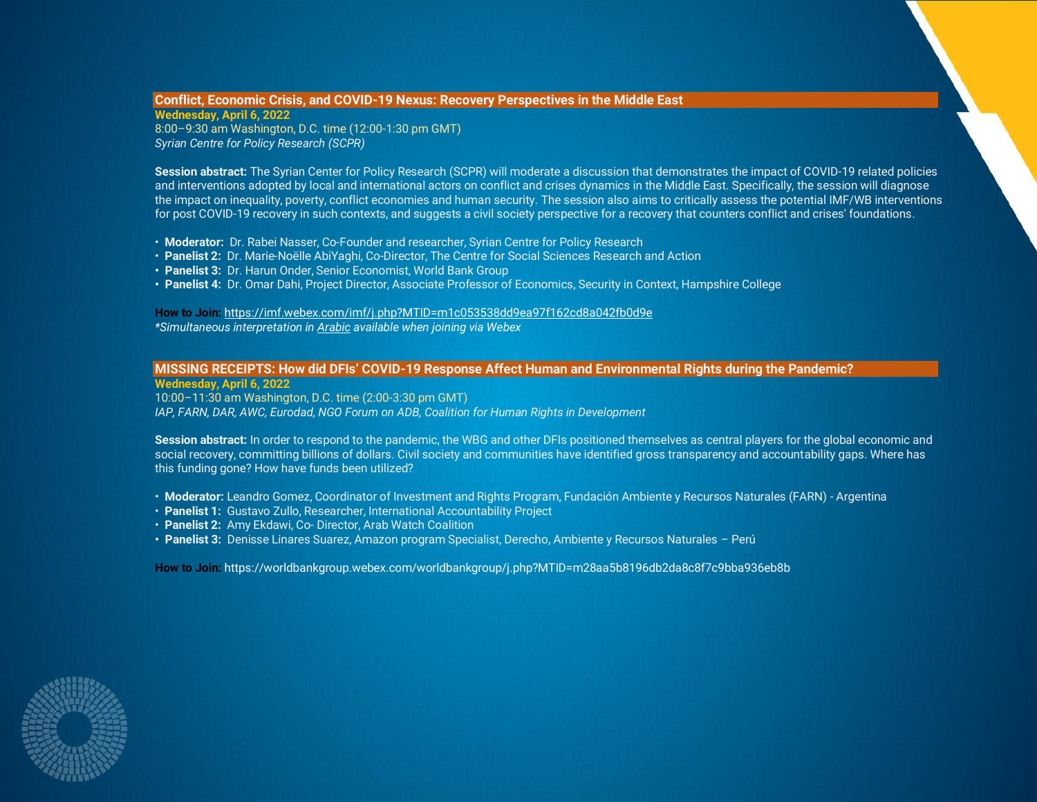## Conflict, Economic Crisis, and COVID-19 Nexus: Recovery Perspectives in the Middle East

**Wednesday, April 6, 2022**
8:00–9:30 am Washington, D.C. time (12:00-1:30 pm GMT)
*Syrian Centre for Policy Research (SCPR)*

**Session abstract:** The Syrian Center for Policy Research (SCPR) will moderate a discussion that demonstrates the impact of COVID-19 related policies and interventions adopted by local and international actors on conflict and crises dynamics in the Middle East. Specifically, the session will diagnose the impact on inequality, poverty, conflict economies and human security. The session also aims to critically assess the potential IMF/WB interventions for post COVID-19 recovery in such contexts, and suggests a civil society perspective for a recovery that counters conflict and crises' foundations.

- **Moderator:** Dr. Rabei Nasser, Co-Founder and researcher, Syrian Centre for Policy Research
- **Panelist 2:** Dr. Marie-Noëlle AbiYaghi, Co-Director, The Centre for Social Sciences Research and Action
- **Panelist 3:** Dr. Harun Onder, Senior Economist, World Bank Group
- **Panelist 4:** Dr. Omar Dahi, Project Director, Associate Professor of Economics, Security in Context, Hampshire College

**How to Join:** https://imf.webex.com/imf/j.php?MTID=m1c053538dd9ea97f162cd8a042fb0d9e
*\*Simultaneous interpretation in Arabic available when joining via Webex*

## MISSING RECEIPTS: How did DFIs' COVID-19 Response Affect Human and Environmental Rights during the Pandemic?

**Wednesday, April 6, 2022**
10:00–11:30 am Washington, D.C. time (2:00-3:30 pm GMT)
*IAP, FARN, DAR, AWC, Eurodad, NGO Forum on ADB, Coalition for Human Rights in Development*

**Session abstract:** In order to respond to the pandemic, the WBG and other DFIs positioned themselves as central players for the global economic and social recovery, committing billions of dollars. Civil society and communities have identified gross transparency and accountability gaps. Where has this funding gone? How have funds been utilized?

- **Moderator:** Leandro Gomez, Coordinator of Investment and Rights Program, Fundación Ambiente y Recursos Naturales (FARN) - Argentina
- **Panelist 1:** Gustavo Zullo, Researcher, International Accountability Project
- **Panelist 2:** Amy Ekdawi, Co- Director, Arab Watch Coalition
- **Panelist 3:** Denisse Linares Suarez, Amazon program Specialist, Derecho, Ambiente y Recursos Naturales – Perú

**How to Join:** https://worldbankgroup.webex.com/worldbankgroup/j.php?MTID=m28aa5b8196db2da8c8f7c9bba936eb8b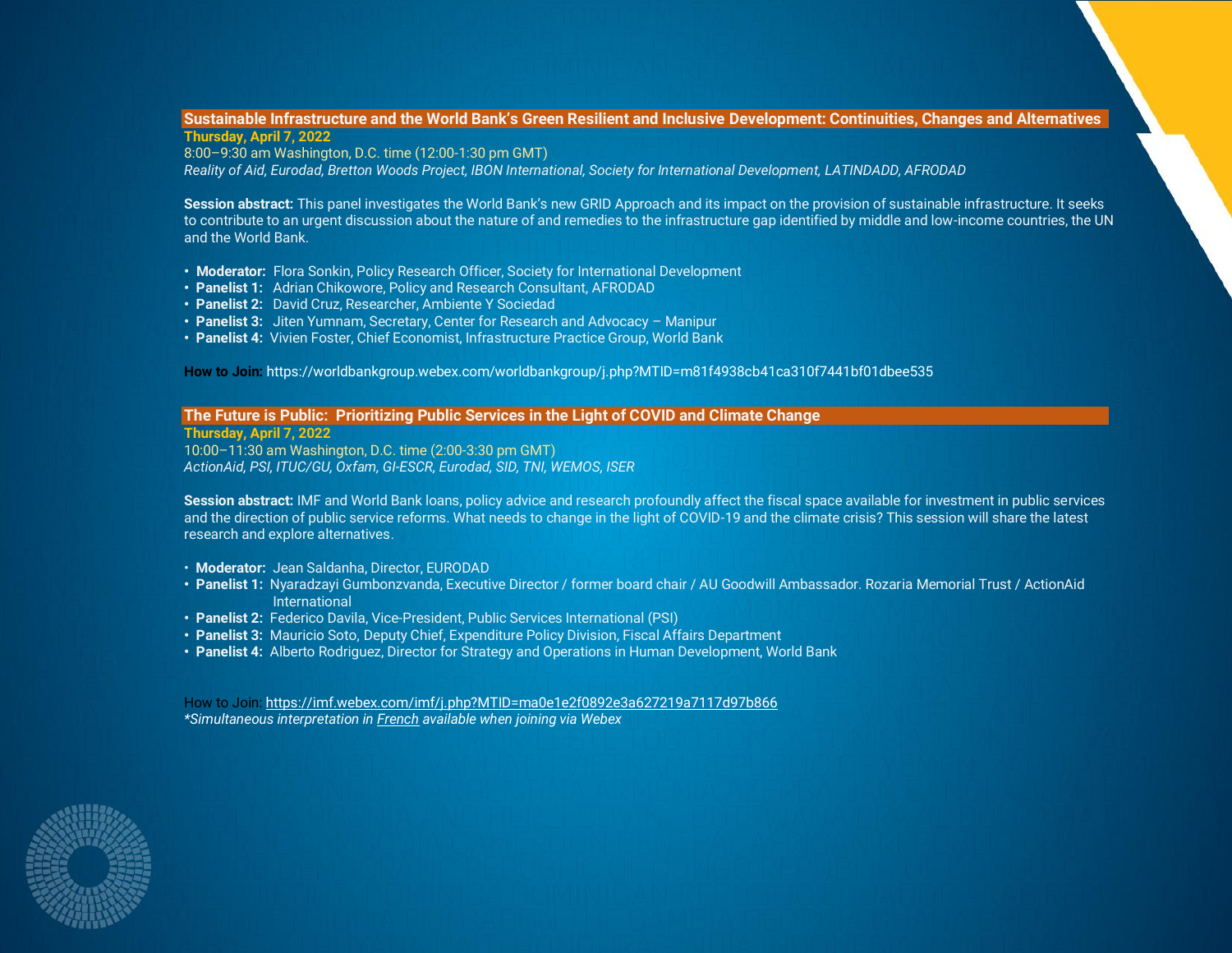## Sustainable Infrastructure and the World Bank's Green Resilient and Inclusive Development: Continuities, Changes and Alternatives

**Thursday, April 7, 2022**

8:00–9:30 am Washington, D.C. time (12:00-1:30 pm GMT)

*Reality of Aid, Eurodad, Bretton Woods Project, IBON International, Society for International Development, LATINDADD, AFRODAD*

**Session abstract:** This panel investigates the World Bank's new GRID Approach and its impact on the provision of sustainable infrastructure. It seeks to contribute to an urgent discussion about the nature of and remedies to the infrastructure gap identified by middle and low-income countries, the UN and the World Bank.

- **Moderator:** Flora Sonkin, Policy Research Officer, Society for International Development
- **Panelist 1:** Adrian Chikowore, Policy and Research Consultant, AFRODAD
- **Panelist 2:** David Cruz, Researcher, Ambiente Y Sociedad
- **Panelist 3:** Jiten Yumnam, Secretary, Center for Research and Advocacy – Manipur
- **Panelist 4:** Vivien Foster, Chief Economist, Infrastructure Practice Group, World Bank

**How to Join:** https://worldbankgroup.webex.com/worldbankgroup/j.php?MTID=m81f4938cb41ca310f7441bf01dbee535

## The Future is Public: Prioritizing Public Services in the Light of COVID and Climate Change

**Thursday, April 7, 2022**

10:00–11:30 am Washington, D.C. time (2:00-3:30 pm GMT)

*ActionAid, PSI, ITUC/GU, Oxfam, GI-ESCR, Eurodad, SID, TNI, WEMOS, ISER*

**Session abstract:** IMF and World Bank loans, policy advice and research profoundly affect the fiscal space available for investment in public services and the direction of public service reforms. What needs to change in the light of COVID-19 and the climate crisis? This session will share the latest research and explore alternatives.

- **Moderator:** Jean Saldanha, Director, EURODAD
- **Panelist 1:** Nyaradzayi Gumbonzvanda, Executive Director / former board chair / AU Goodwill Ambassador. Rozaria Memorial Trust / ActionAid International
- **Panelist 2:** Federico Davila, Vice-President, Public Services International (PSI)
- **Panelist 3:** Mauricio Soto, Deputy Chief, Expenditure Policy Division, Fiscal Affairs Department
- **Panelist 4:** Alberto Rodriguez, Director for Strategy and Operations in Human Development, World Bank

How to Join: https://imf.webex.com/imf/j.php?MTID=ma0e1e2f0892e3a627219a7117d97b866

*\*Simultaneous interpretation in French available when joining via Webex*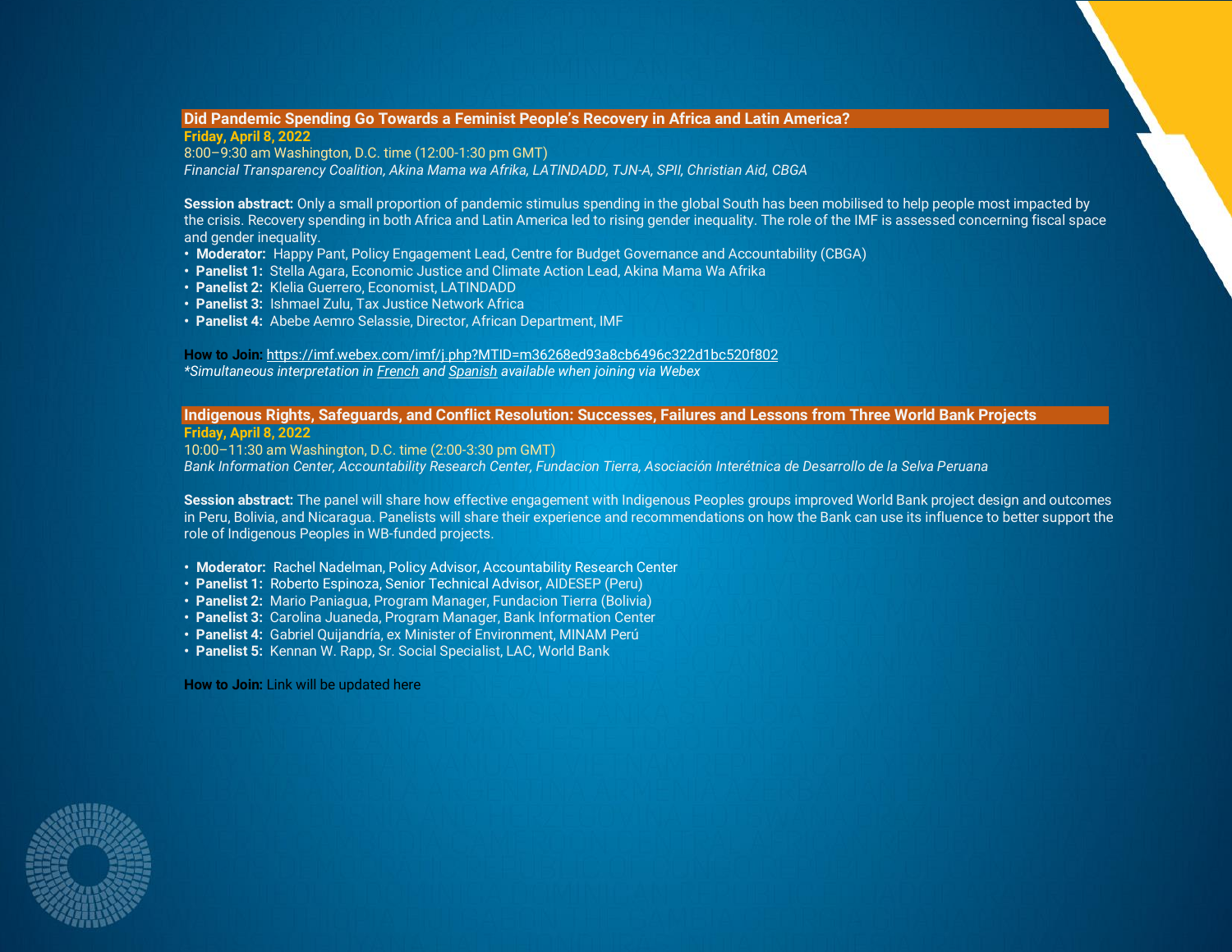## Did Pandemic Spending Go Towards a Feminist People's Recovery in Africa and Latin America?

**Friday, April 8, 2022**

8:00–9:30 am Washington, D.C. time (12:00-1:30 pm GMT)

*Financial Transparency Coalition, Akina Mama wa Afrika, LATINDADD, TJN-A, SPII, Christian Aid, CBGA*

**Session abstract:** Only a small proportion of pandemic stimulus spending in the global South has been mobilised to help people most impacted by the crisis. Recovery spending in both Africa and Latin America led to rising gender inequality. The role of the IMF is assessed concerning fiscal space and gender inequality.

- **Moderator:** Happy Pant, Policy Engagement Lead, Centre for Budget Governance and Accountability (CBGA)
- **Panelist 1:** Stella Agara, Economic Justice and Climate Action Lead, Akina Mama Wa Afrika
- **Panelist 2:** Klelia Guerrero, Economist, LATINDADD
- **Panelist 3:** Ishmael Zulu, Tax Justice Network Africa
- **Panelist 4:** Abebe Aemro Selassie, Director, African Department, IMF

**How to Join:** https://imf.webex.com/imf/j.php?MTID=m36268ed93a8cb6496c322d1bc520f802

**Simultaneous interpretation in French and Spanish available when joining via Webex*

## Indigenous Rights, Safeguards, and Conflict Resolution: Successes, Failures and Lessons from Three World Bank Projects

**Friday, April 8, 2022**

10:00–11:30 am Washington, D.C. time (2:00-3:30 pm GMT)

*Bank Information Center, Accountability Research Center, Fundacion Tierra, Asociación Interétnica de Desarrollo de la Selva Peruana*

**Session abstract:** The panel will share how effective engagement with Indigenous Peoples groups improved World Bank project design and outcomes in Peru, Bolivia, and Nicaragua. Panelists will share their experience and recommendations on how the Bank can use its influence to better support the role of Indigenous Peoples in WB-funded projects.

- **Moderator:** Rachel Nadelman, Policy Advisor, Accountability Research Center
- **Panelist 1:** Roberto Espinoza, Senior Technical Advisor, AIDESEP (Peru)
- **Panelist 2:** Mario Paniagua, Program Manager, Fundacion Tierra (Bolivia)
- **Panelist 3:** Carolina Juaneda, Program Manager, Bank Information Center
- **Panelist 4:** Gabriel Quijandría, ex Minister of Environment, MINAM Perú
- **Panelist 5:** Kennan W. Rapp, Sr. Social Specialist, LAC, World Bank

**How to Join:** Link will be updated here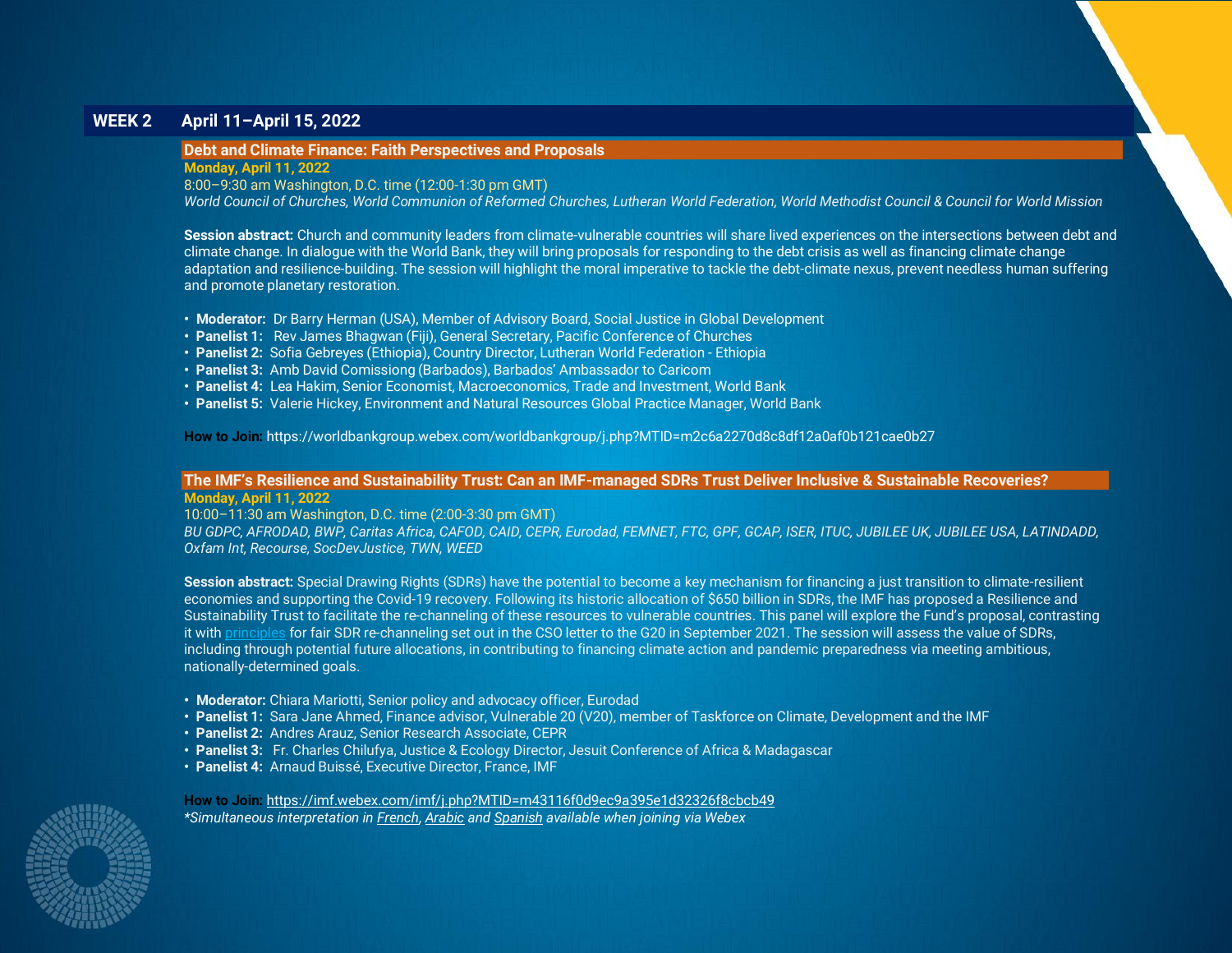## WEEK 2 April 11–April 15, 2022

### Debt and Climate Finance: Faith Perspectives and Proposals

**Monday, April 11, 2022**

8:00–9:30 am Washington, D.C. time (12:00-1:30 pm GMT)

*World Council of Churches, World Communion of Reformed Churches, Lutheran World Federation, World Methodist Council & Council for World Mission*

**Session abstract:** Church and community leaders from climate-vulnerable countries will share lived experiences on the intersections between debt and climate change. In dialogue with the World Bank, they will bring proposals for responding to the debt crisis as well as financing climate change adaptation and resilience-building. The session will highlight the moral imperative to tackle the debt-climate nexus, prevent needless human suffering and promote planetary restoration.

- **Moderator:** Dr Barry Herman (USA), Member of Advisory Board, Social Justice in Global Development
- **Panelist 1:** Rev James Bhagwan (Fiji), General Secretary, Pacific Conference of Churches
- **Panelist 2:** Sofia Gebreyes (Ethiopia), Country Director, Lutheran World Federation - Ethiopia
- **Panelist 3:** Amb David Comissiong (Barbados), Barbados' Ambassador to Caricom
- **Panelist 4:** Lea Hakim, Senior Economist, Macroeconomics, Trade and Investment, World Bank
- **Panelist 5:** Valerie Hickey, Environment and Natural Resources Global Practice Manager, World Bank

**How to Join:** https://worldbankgroup.webex.com/worldbankgroup/j.php?MTID=m2c6a2270d8c8df12a0af0b121cae0b27

### The IMF's Resilience and Sustainability Trust: Can an IMF-managed SDRs Trust Deliver Inclusive & Sustainable Recoveries?

**Monday, April 11, 2022**

10:00–11:30 am Washington, D.C. time (2:00-3:30 pm GMT)

*BU GDPC, AFRODAD, BWP, Caritas Africa, CAFOD, CAID, CEPR, Eurodad, FEMNET, FTC, GPF, GCAP, ISER, ITUC, JUBILEE UK, JUBILEE USA, LATINDADD, Oxfam Int, Recourse, SocDevJustice, TWN, WEED*

**Session abstract:** Special Drawing Rights (SDRs) have the potential to become a key mechanism for financing a just transition to climate-resilient economies and supporting the Covid-19 recovery. Following its historic allocation of $650 billion in SDRs, the IMF has proposed a Resilience and Sustainability Trust to facilitate the re-channeling of these resources to vulnerable countries. This panel will explore the Fund's proposal, contrasting it with principles for fair SDR re-channeling set out in the CSO letter to the G20 in September 2021. The session will assess the value of SDRs, including through potential future allocations, in contributing to financing climate action and pandemic preparedness via meeting ambitious, nationally-determined goals.

- **Moderator:** Chiara Mariotti, Senior policy and advocacy officer, Eurodad
- **Panelist 1:** Sara Jane Ahmed, Finance advisor, Vulnerable 20 (V20), member of Taskforce on Climate, Development and the IMF
- **Panelist 2:** Andres Arauz, Senior Research Associate, CEPR
- **Panelist 3:** Fr. Charles Chilufya, Justice & Ecology Director, Jesuit Conference of Africa & Madagascar
- **Panelist 4:** Arnaud Buissé, Executive Director, France, IMF

**How to Join:** https://imf.webex.com/imf/j.php?MTID=m43116f0d9ec9a395e1d32326f8cbcb49

*\*Simultaneous interpretation in French, Arabic and Spanish available when joining via Webex*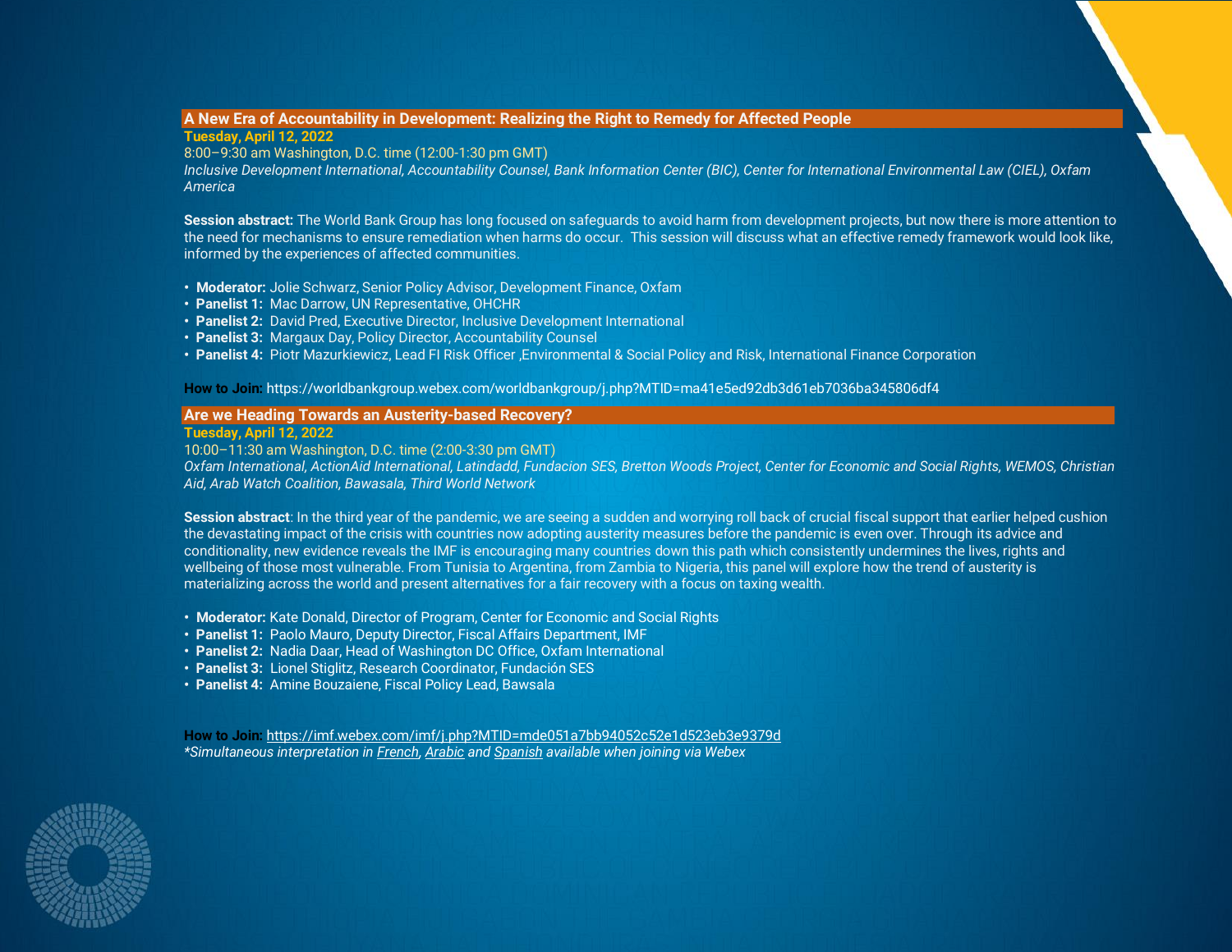## A New Era of Accountability in Development: Realizing the Right to Remedy for Affected People

**Tuesday, April 12, 2022**

8:00–9:30 am Washington, D.C. time (12:00-1:30 pm GMT)

*Inclusive Development International, Accountability Counsel, Bank Information Center (BIC), Center for International Environmental Law (CIEL), Oxfam America*

**Session abstract:** The World Bank Group has long focused on safeguards to avoid harm from development projects, but now there is more attention to the need for mechanisms to ensure remediation when harms do occur. This session will discuss what an effective remedy framework would look like, informed by the experiences of affected communities.

- **Moderator:** Jolie Schwarz, Senior Policy Advisor, Development Finance, Oxfam
- **Panelist 1:** Mac Darrow, UN Representative, OHCHR
- **Panelist 2:** David Pred, Executive Director, Inclusive Development International
- **Panelist 3:** Margaux Day, Policy Director, Accountability Counsel
- **Panelist 4:** Piotr Mazurkiewicz, Lead FI Risk Officer ,Environmental & Social Policy and Risk, International Finance Corporation

**How to Join:** https://worldbankgroup.webex.com/worldbankgroup/j.php?MTID=ma41e5ed92db3d61eb7036ba345806df4

## Are we Heading Towards an Austerity-based Recovery?

**Tuesday, April 12, 2022**

10:00–11:30 am Washington, D.C. time (2:00-3:30 pm GMT)

*Oxfam International, ActionAid International, Latindadd, Fundacion SES, Bretton Woods Project, Center for Economic and Social Rights, WEMOS, Christian Aid, Arab Watch Coalition, Bawasala, Third World Network*

**Session abstract**: In the third year of the pandemic, we are seeing a sudden and worrying roll back of crucial fiscal support that earlier helped cushion the devastating impact of the crisis with countries now adopting austerity measures before the pandemic is even over. Through its advice and conditionality, new evidence reveals the IMF is encouraging many countries down this path which consistently undermines the lives, rights and wellbeing of those most vulnerable. From Tunisia to Argentina, from Zambia to Nigeria, this panel will explore how the trend of austerity is materializing across the world and present alternatives for a fair recovery with a focus on taxing wealth.

- **Moderator:** Kate Donald, Director of Program, Center for Economic and Social Rights
- **Panelist 1:** Paolo Mauro, Deputy Director, Fiscal Affairs Department, IMF
- **Panelist 2:** Nadia Daar, Head of Washington DC Office, Oxfam International
- **Panelist 3:** Lionel Stiglitz, Research Coordinator, Fundación SES
- **Panelist 4:** Amine Bouzaiene, Fiscal Policy Lead, Bawsala

**How to Join:** https://imf.webex.com/imf/j.php?MTID=mde051a7bb94052c52e1d523eb3e9379d

**Simultaneous interpretation in French, Arabic and Spanish available when joining via Webex*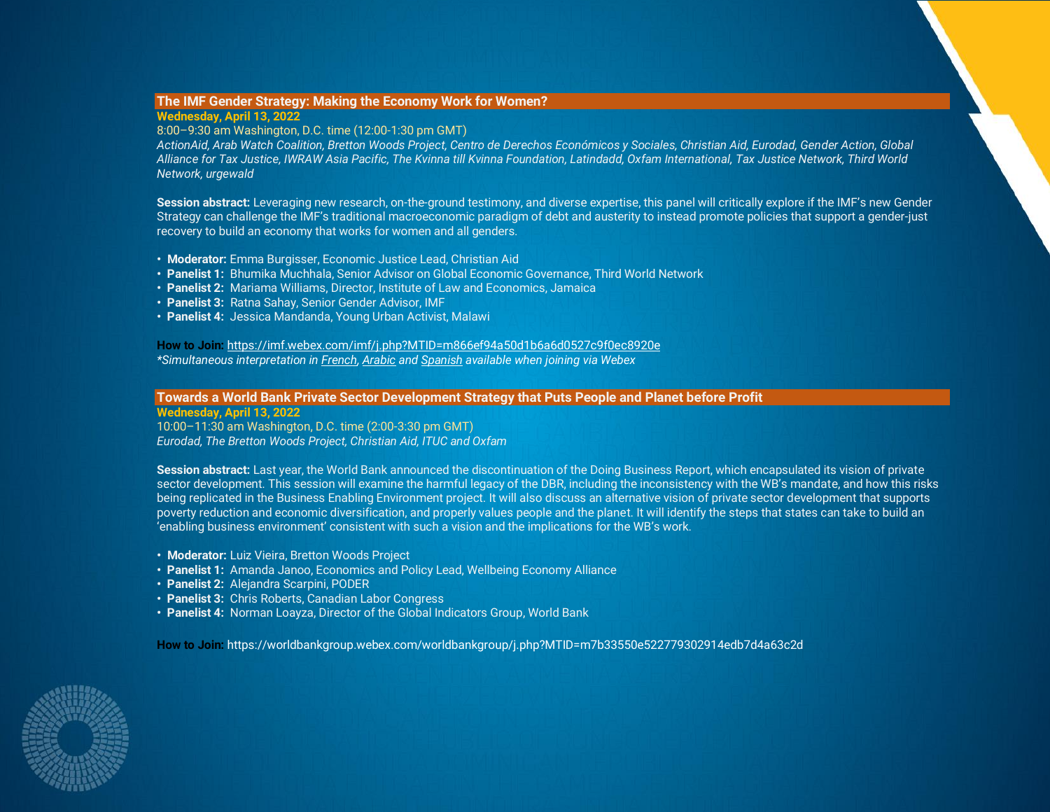## The IMF Gender Strategy: Making the Economy Work for Women?

**Wednesday, April 13, 2022**

8:00–9:30 am Washington, D.C. time (12:00-1:30 pm GMT)

*ActionAid, Arab Watch Coalition, Bretton Woods Project, Centro de Derechos Económicos y Sociales, Christian Aid, Eurodad, Gender Action, Global Alliance for Tax Justice, IWRAW Asia Pacific, The Kvinna till Kvinna Foundation, Latindadd, Oxfam International, Tax Justice Network, Third World Network, urgewald*

**Session abstract:** Leveraging new research, on-the-ground testimony, and diverse expertise, this panel will critically explore if the IMF's new Gender Strategy can challenge the IMF's traditional macroeconomic paradigm of debt and austerity to instead promote policies that support a gender-just recovery to build an economy that works for women and all genders.

- **Moderator:** Emma Burgisser, Economic Justice Lead, Christian Aid
- **Panelist 1:** Bhumika Muchhala, Senior Advisor on Global Economic Governance, Third World Network
- **Panelist 2:** Mariama Williams, Director, Institute of Law and Economics, Jamaica
- **Panelist 3:** Ratna Sahay, Senior Gender Advisor, IMF
- **Panelist 4:** Jessica Mandanda, Young Urban Activist, Malawi

**How to Join:** https://imf.webex.com/imf/j.php?MTID=m866ef94a50d1b6a6d0527c9f0ec8920e

*\*Simultaneous interpretation in French, Arabic and Spanish available when joining via Webex*

## Towards a World Bank Private Sector Development Strategy that Puts People and Planet before Profit

**Wednesday, April 13, 2022**

10:00–11:30 am Washington, D.C. time (2:00-3:30 pm GMT)

*Eurodad, The Bretton Woods Project, Christian Aid, ITUC and Oxfam*

**Session abstract:** Last year, the World Bank announced the discontinuation of the Doing Business Report, which encapsulated its vision of private sector development. This session will examine the harmful legacy of the DBR, including the inconsistency with the WB's mandate, and how this risks being replicated in the Business Enabling Environment project. It will also discuss an alternative vision of private sector development that supports poverty reduction and economic diversification, and properly values people and the planet. It will identify the steps that states can take to build an 'enabling business environment' consistent with such a vision and the implications for the WB's work.

- **Moderator:** Luiz Vieira, Bretton Woods Project
- **Panelist 1:** Amanda Janoo, Economics and Policy Lead, Wellbeing Economy Alliance
- **Panelist 2:** Alejandra Scarpini, PODER
- **Panelist 3:** Chris Roberts, Canadian Labor Congress
- **Panelist 4:** Norman Loayza, Director of the Global Indicators Group, World Bank

**How to Join:** https://worldbankgroup.webex.com/worldbankgroup/j.php?MTID=m7b33550e522779302914edb7d4a63c2d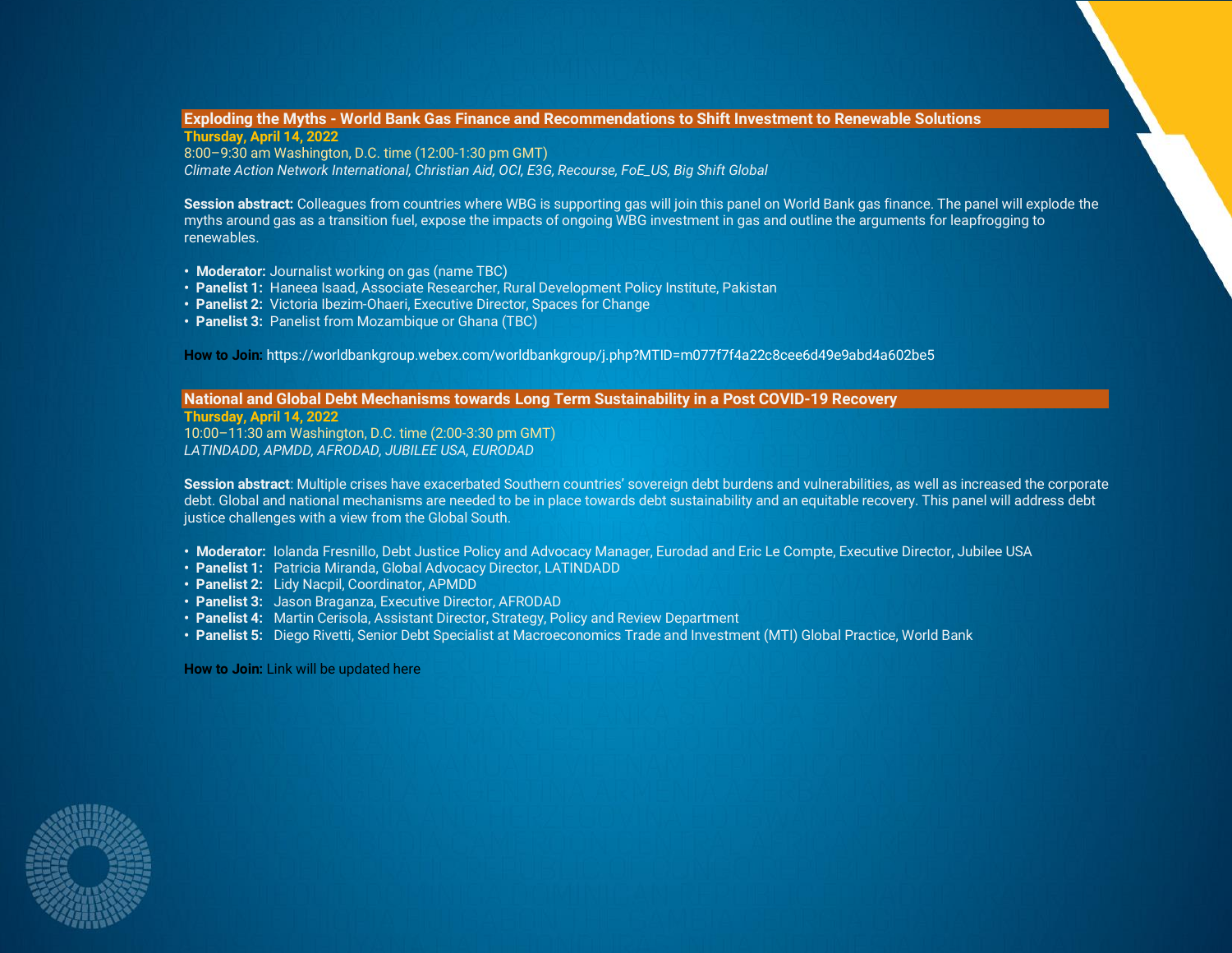## Exploding the Myths - World Bank Gas Finance and Recommendations to Shift Investment to Renewable Solutions

**Thursday, April 14, 2022**
8:00–9:30 am Washington, D.C. time (12:00-1:30 pm GMT)
*Climate Action Network International, Christian Aid, OCI, E3G, Recourse, FoE_US, Big Shift Global*

**Session abstract:** Colleagues from countries where WBG is supporting gas will join this panel on World Bank gas finance. The panel will explode the myths around gas as a transition fuel, expose the impacts of ongoing WBG investment in gas and outline the arguments for leapfrogging to renewables.

- **Moderator:** Journalist working on gas (name TBC)
- **Panelist 1:** Haneea Isaad, Associate Researcher, Rural Development Policy Institute, Pakistan
- **Panelist 2:** Victoria Ibezim-Ohaeri, Executive Director, Spaces for Change
- **Panelist 3:** Panelist from Mozambique or Ghana (TBC)

**How to Join:** https://worldbankgroup.webex.com/worldbankgroup/j.php?MTID=m077f7f4a22c8cee6d49e9abd4a602be5

## National and Global Debt Mechanisms towards Long Term Sustainability in a Post COVID-19 Recovery

**Thursday, April 14, 2022**
10:00–11:30 am Washington, D.C. time (2:00-3:30 pm GMT)
*LATINDADD, APMDD, AFRODAD, JUBILEE USA, EURODAD*

**Session abstract**: Multiple crises have exacerbated Southern countries' sovereign debt burdens and vulnerabilities, as well as increased the corporate debt. Global and national mechanisms are needed to be in place towards debt sustainability and an equitable recovery. This panel will address debt justice challenges with a view from the Global South.

- **Moderator:** Iolanda Fresnillo, Debt Justice Policy and Advocacy Manager, Eurodad and Eric Le Compte, Executive Director, Jubilee USA
- **Panelist 1:** Patricia Miranda, Global Advocacy Director, LATINDADD
- **Panelist 2:** Lidy Nacpil, Coordinator, APMDD
- **Panelist 3:** Jason Braganza, Executive Director, AFRODAD
- **Panelist 4:** Martin Cerisola, Assistant Director, Strategy, Policy and Review Department
- **Panelist 5:** Diego Rivetti, Senior Debt Specialist at Macroeconomics Trade and Investment (MTI) Global Practice, World Bank

**How to Join:** Link will be updated here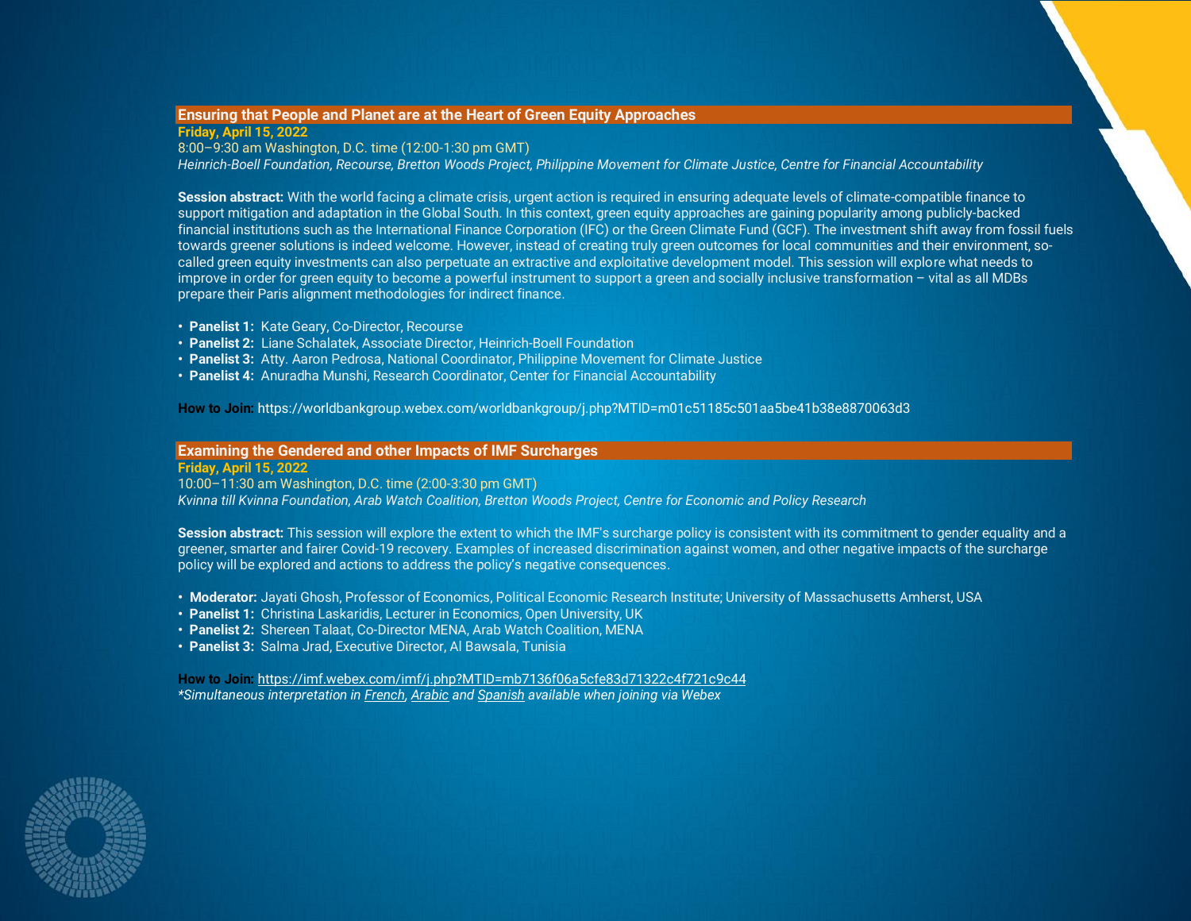## Ensuring that People and Planet are at the Heart of Green Equity Approaches

**Friday, April 15, 2022**

8:00–9:30 am Washington, D.C. time (12:00-1:30 pm GMT)

*Heinrich-Boell Foundation, Recourse, Bretton Woods Project, Philippine Movement for Climate Justice, Centre for Financial Accountability*

**Session abstract:** With the world facing a climate crisis, urgent action is required in ensuring adequate levels of climate-compatible finance to support mitigation and adaptation in the Global South. In this context, green equity approaches are gaining popularity among publicly-backed financial institutions such as the International Finance Corporation (IFC) or the Green Climate Fund (GCF). The investment shift away from fossil fuels towards greener solutions is indeed welcome. However, instead of creating truly green outcomes for local communities and their environment, so-called green equity investments can also perpetuate an extractive and exploitative development model. This session will explore what needs to improve in order for green equity to become a powerful instrument to support a green and socially inclusive transformation – vital as all MDBs prepare their Paris alignment methodologies for indirect finance.

- **Panelist 1:** Kate Geary, Co-Director, Recourse
- **Panelist 2:** Liane Schalatek, Associate Director, Heinrich-Boell Foundation
- **Panelist 3:** Atty. Aaron Pedrosa, National Coordinator, Philippine Movement for Climate Justice
- **Panelist 4:** Anuradha Munshi, Research Coordinator, Center for Financial Accountability

**How to Join:** https://worldbankgroup.webex.com/worldbankgroup/j.php?MTID=m01c51185c501aa5be41b38e8870063d3

## Examining the Gendered and other Impacts of IMF Surcharges

**Friday, April 15, 2022**

10:00–11:30 am Washington, D.C. time (2:00-3:30 pm GMT)

*Kvinna till Kvinna Foundation, Arab Watch Coalition, Bretton Woods Project, Centre for Economic and Policy Research*

**Session abstract:** This session will explore the extent to which the IMF's surcharge policy is consistent with its commitment to gender equality and a greener, smarter and fairer Covid-19 recovery. Examples of increased discrimination against women, and other negative impacts of the surcharge policy will be explored and actions to address the policy's negative consequences.

- **Moderator:** Jayati Ghosh, Professor of Economics, Political Economic Research Institute; University of Massachusetts Amherst, USA
- **Panelist 1:** Christina Laskaridis, Lecturer in Economics, Open University, UK
- **Panelist 2:** Shereen Talaat, Co-Director MENA, Arab Watch Coalition, MENA
- **Panelist 3:** Salma Jrad, Executive Director, Al Bawsala, Tunisia

**How to Join:** https://imf.webex.com/imf/j.php?MTID=mb7136f06a5cfe83d71322c4f721c9c44

*\*Simultaneous interpretation in French, Arabic and Spanish available when joining via Webex*